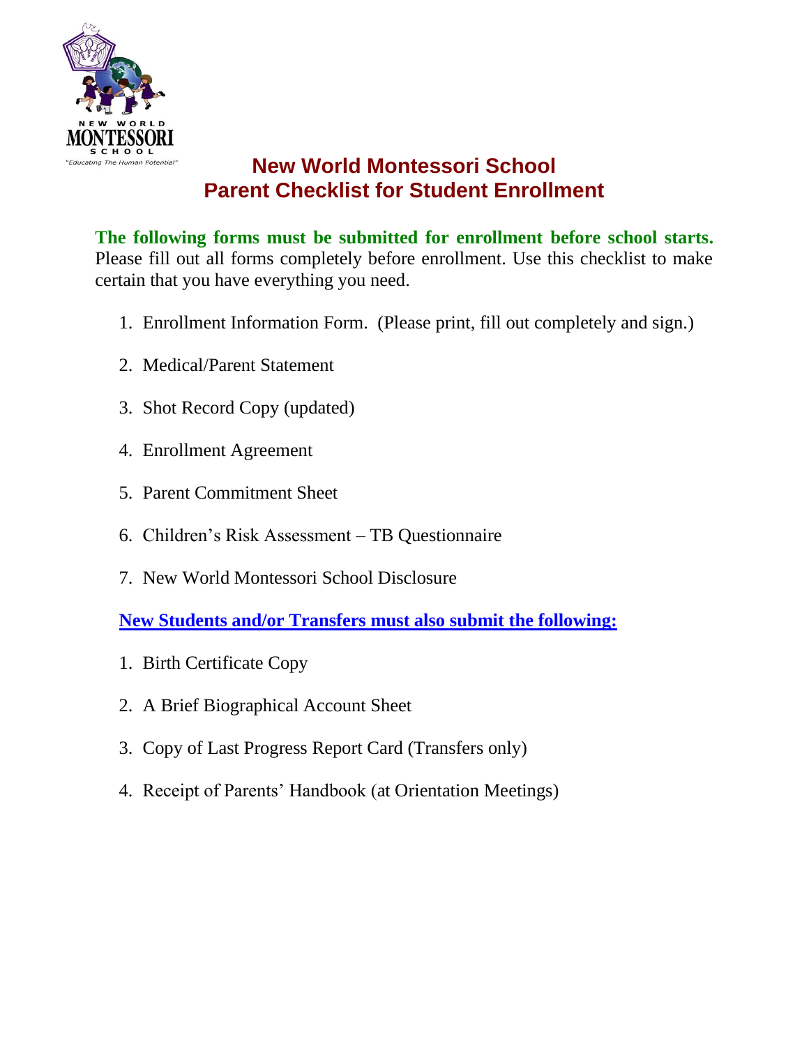# New World Montessori School
# Parent Checklist for Student Enrollment

**The following forms must be submitted for enrollment before school starts.** Please fill out all forms completely before enrollment. Use this checklist to make certain that you have everything you need.

1. Enrollment Information Form. (Please print, fill out completely and sign.)
2. Medical/Parent Statement
3. Shot Record Copy (updated)
4. Enrollment Agreement
5. Parent Commitment Sheet
6. Children's Risk Assessment – TB Questionnaire
7. New World Montessori School Disclosure

**New Students and/or Transfers must also submit the following:**

1. Birth Certificate Copy
2. A Brief Biographical Account Sheet
3. Copy of Last Progress Report Card (Transfers only)
4. Receipt of Parents' Handbook (at Orientation Meetings)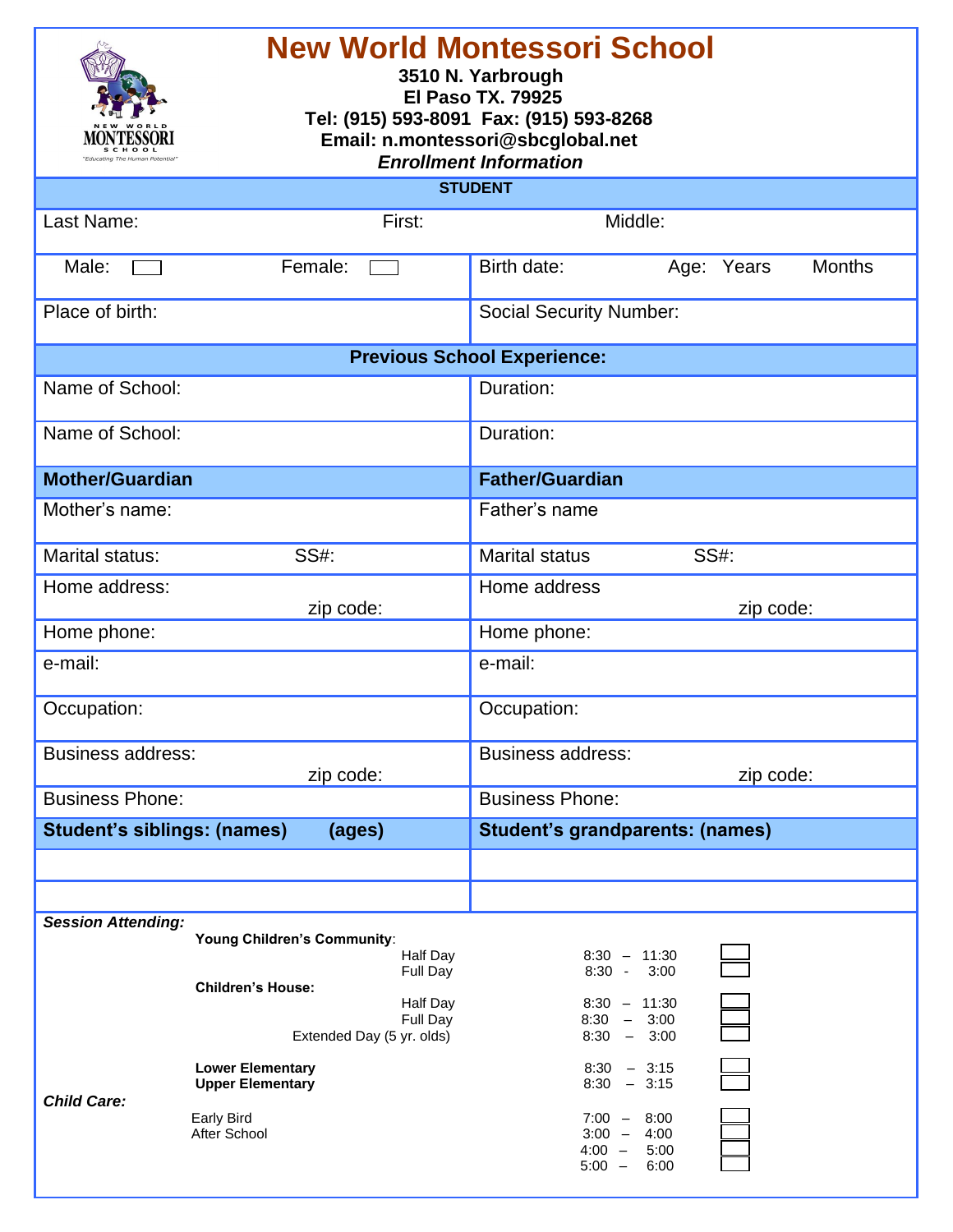# New World Montessori School

**3510 N. Yarbrough**
**El Paso TX. 79925**
**Tel: (915) 593-8091 Fax: (915) 593-8268**
**Email: n.montessori@sbcglobal.net**
***Enrollment Information***

| **STUDENT** | |
|---|---|
| Last Name: First: Middle: | |
| Male: ☐ Female: ☐ | Birth date: Age: Years Months |
| Place of birth: | Social Security Number: |
| **Previous School Experience:** | |
| Name of School: | Duration: |
| Name of School: | Duration: |
| **Mother/Guardian** | **Father/Guardian** |
| Mother's name: | Father's name |
| Marital status: SS#: | Marital status SS#: |
| Home address: zip code: | Home address zip code: |
| Home phone: | Home phone: |
| e-mail: | e-mail: |
| Occupation: | Occupation: |
| Business address: zip code: | Business address: zip code: |
| Business Phone: | Business Phone: |
| **Student's siblings: (names) (ages)** | **Student's grandparents: (names)** |
| | |
| | |

***Session Attending:***

**Young Children's Community:**

| | | |
|---|---|---|
| Half Day | 8:30 – 11:30 | ☐ |
| Full Day | 8:30 - 3:00 | ☐ |

**Children's House:**

| | | |
|---|---|---|
| Half Day | 8:30 – 11:30 | ☐ |
| Full Day | 8:30 – 3:00 | ☐ |
| Extended Day (5 yr. olds) | 8:30 – 3:00 | ☐ |

| | | |
|---|---|---|
| **Lower Elementary** | 8:30 – 3:15 | ☐ |
| **Upper Elementary** | 8:30 – 3:15 | ☐ |

***Child Care:***

| | | |
|---|---|---|
| Early Bird | 7:00 – 8:00 | ☐ |
| After School | 3:00 – 4:00 | ☐ |
| | 4:00 – 5:00 | ☐ |
| | 5:00 – 6:00 | ☐ |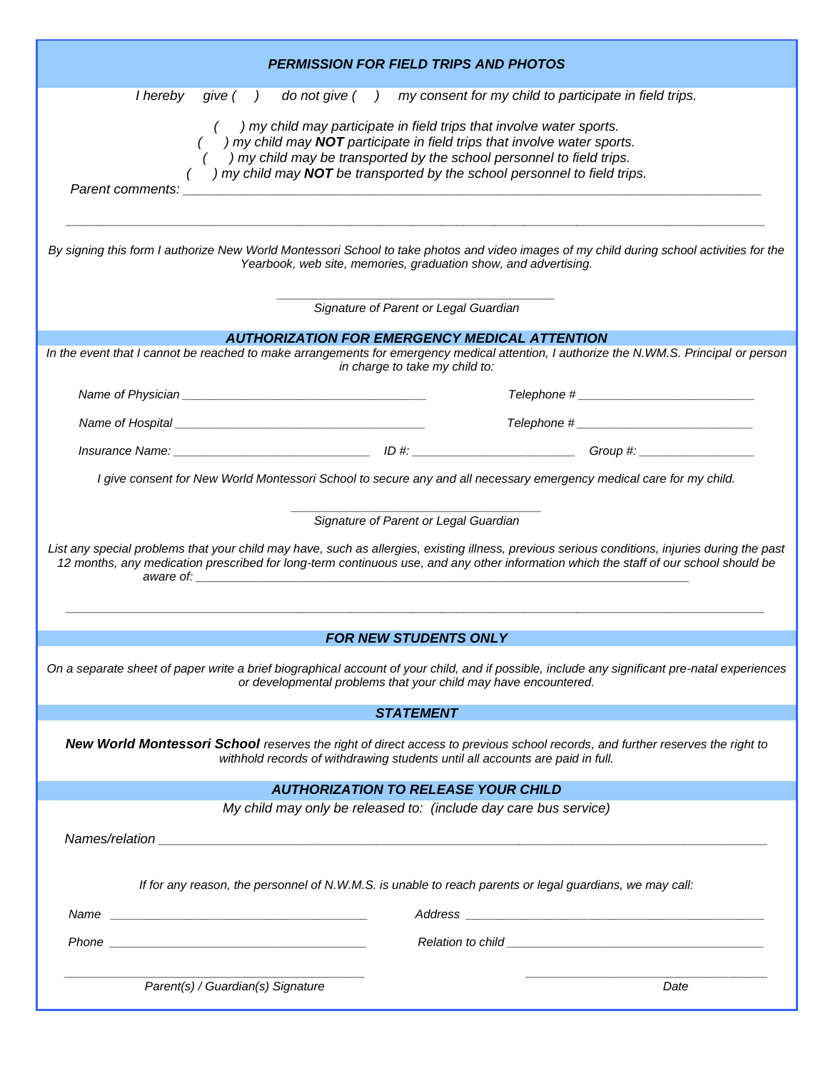## *PERMISSION FOR FIELD TRIPS AND PHOTOS*

*I hereby give ( ) do not give ( ) my consent for my child to participate in field trips.*

*( ) my child may participate in field trips that involve water sports.*
*( ) my child may **NOT** participate in field trips that involve water sports.*
*( ) my child may be transported by the school personnel to field trips.*
*( ) my child may **NOT** be transported by the school personnel to field trips.*

*Parent comments:* ______________________________________________________________________________

______________________________________________________________________________________________

*By signing this form I authorize New World Montessori School to take photos and video images of my child during school activities for the Yearbook, web site, memories, graduation show, and advertising.*

________________________________________
*Signature of Parent or Legal Guardian*

## *AUTHORIZATION FOR EMERGENCY MEDICAL ATTENTION*

*In the event that I cannot be reached to make arrangements for emergency medical attention, I authorize the N.WM.S. Principal or person in charge to take my child to:*

*Name of Physician* ____________________________________ *Telephone #* __________________________

*Name of Hospital* _____________________________________ *Telephone #* __________________________

*Insurance Name:* _____________________________ *ID #:* ________________________ *Group #:* _________________

*I give consent for New World Montessori School to secure any and all necessary emergency medical care for my child.*

____________________________________
*Signature of Parent or Legal Guardian*

*List any special problems that your child may have, such as allergies, existing illness, previous serious conditions, injuries during the past 12 months, any medication prescribed for long-term continuous use, and any other information which the staff of our school should be aware of:* ______________________________________________________________________________

______________________________________________________________________________________________

## *FOR NEW STUDENTS ONLY*

*On a separate sheet of paper write a brief biographical account of your child, and if possible, include any significant pre-natal experiences or developmental problems that your child may have encountered.*

## *STATEMENT*

***New World Montessori School** reserves the right of direct access to previous school records, and further reserves the right to withhold records of withdrawing students until all accounts are paid in full.*

## *AUTHORIZATION TO RELEASE YOUR CHILD*

*My child may only be released to: (include day care bus service)*

*Names/relation* _____________________________________________________________________________

*If for any reason, the personnel of N.W.M.S. is unable to reach parents or legal guardians, we may call:*

*Name* ______________________________________ *Address* _____________________________________________

*Phone* ______________________________________ *Relation to child* ______________________________________

___________________________________________ ____________________________________
*Parent(s) / Guardian(s) Signature* *Date*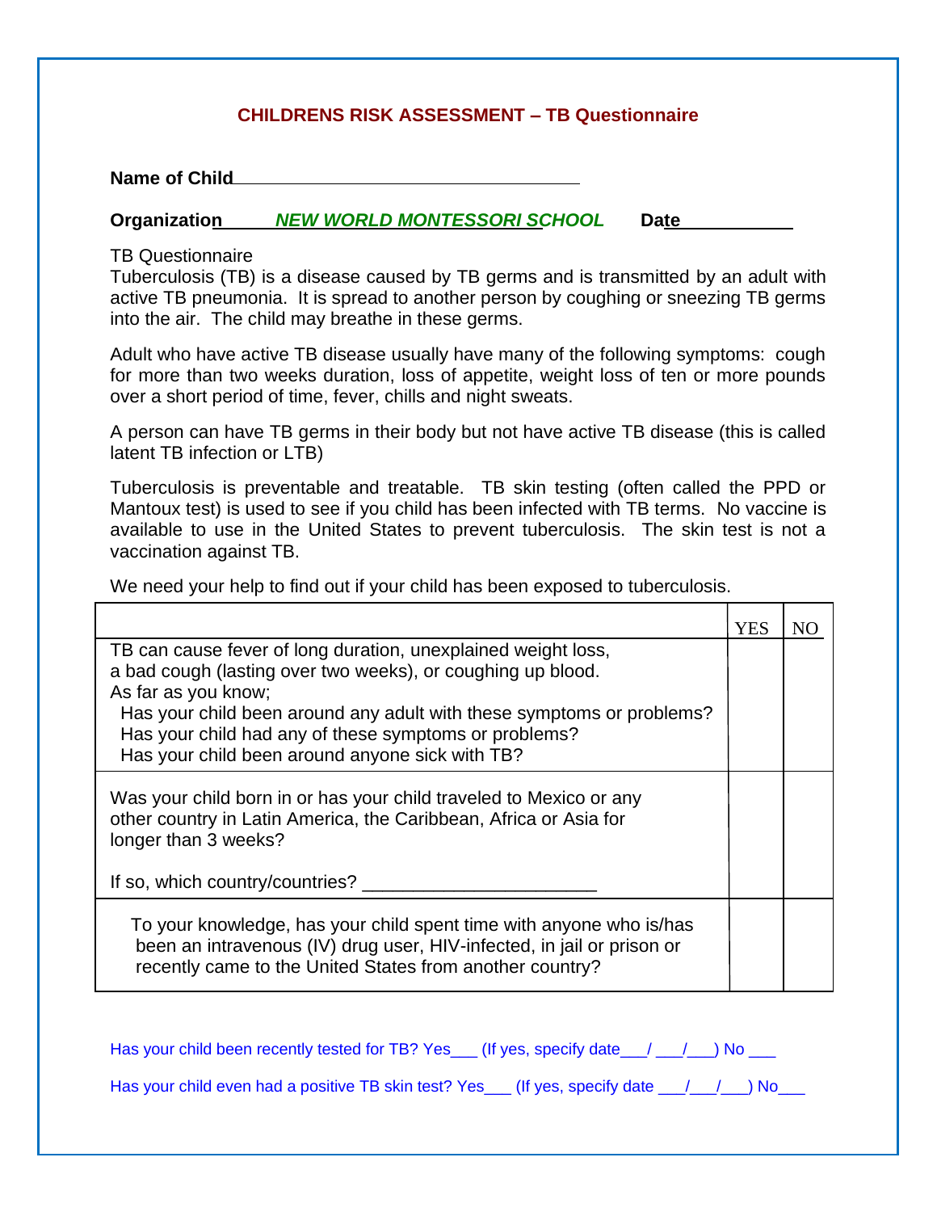## CHILDRENS RISK ASSESSMENT – TB Questionnaire

**Name of Child**\_\_\_\_\_\_\_\_\_\_\_\_\_\_\_\_\_\_\_\_\_\_\_\_\_\_\_\_\_\_\_\_\_\_\_\_

**Organization** ***NEW WORLD MONTESSORI SCHOOL*** **Date**\_\_\_\_\_\_\_\_\_\_\_

TB Questionnaire

Tuberculosis (TB) is a disease caused by TB germs and is transmitted by an adult with active TB pneumonia. It is spread to another person by coughing or sneezing TB germs into the air. The child may breathe in these germs.

Adult who have active TB disease usually have many of the following symptoms: cough for more than two weeks duration, loss of appetite, weight loss of ten or more pounds over a short period of time, fever, chills and night sweats.

A person can have TB germs in their body but not have active TB disease (this is called latent TB infection or LTB)

Tuberculosis is preventable and treatable. TB skin testing (often called the PPD or Mantoux test) is used to see if you child has been infected with TB terms. No vaccine is available to use in the United States to prevent tuberculosis. The skin test is not a vaccination against TB.

We need your help to find out if your child has been exposed to tuberculosis.

| | YES | NO |
|---|---|---|
| TB can cause fever of long duration, unexplained weight loss, a bad cough (lasting over two weeks), or coughing up blood. As far as you know; Has your child been around any adult with these symptoms or problems? Has your child had any of these symptoms or problems? Has your child been around anyone sick with TB? | | |
| Was your child born in or has your child traveled to Mexico or any other country in Latin America, the Caribbean, Africa or Asia for longer than 3 weeks? If so, which country/countries? \_\_\_\_\_\_\_\_\_\_\_\_\_\_\_\_\_\_\_\_\_\_ | | |
| To your knowledge, has your child spent time with anyone who is/has been an intravenous (IV) drug user, HIV-infected, in jail or prison or recently came to the United States from another country? | | |

Has your child been recently tested for TB? Yes\_\_\_ (If yes, specify date\_\_\_/ \_\_\_/\_\_\_) No \_\_\_

Has your child even had a positive TB skin test? Yes\_\_\_ (If yes, specify date \_\_\_/\_\_\_/\_\_\_) No\_\_\_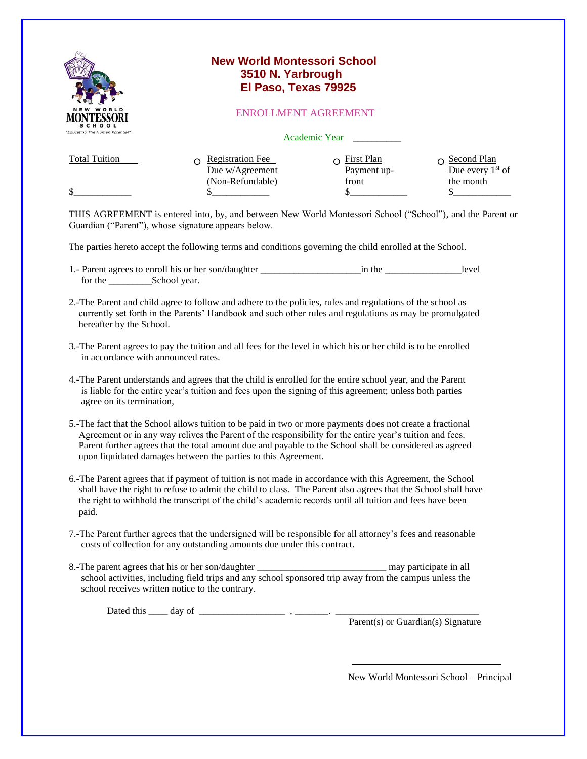# New World Montessori School
## 3510 N. Yarbrough
## El Paso, Texas 79925

### ENROLLMENT AGREEMENT

Academic Year __________

| Total Tuition | ○ Registration Fee Due w/Agreement (Non-Refundable) | ○ First Plan Payment up-front | ○ Second Plan Due every 1st of the month |
|---|---|---|---|
| $___________ | $___________ | $___________ | $___________ |

THIS AGREEMENT is entered into, by, and between New World Montessori School ("School"), and the Parent or Guardian ("Parent"), whose signature appears below.

The parties hereto accept the following terms and conditions governing the child enrolled at the School.

1.- Parent agrees to enroll his or her son/daughter ____________________in the _______________level for the _________School year.

2.-The Parent and child agree to follow and adhere to the policies, rules and regulations of the school as currently set forth in the Parents' Handbook and such other rules and regulations as may be promulgated hereafter by the School.

3.-The Parent agrees to pay the tuition and all fees for the level in which his or her child is to be enrolled in accordance with announced rates.

4.-The Parent understands and agrees that the child is enrolled for the entire school year, and the Parent is liable for the entire year's tuition and fees upon the signing of this agreement; unless both parties agree on its termination,

5.-The fact that the School allows tuition to be paid in two or more payments does not create a fractional Agreement or in any way relives the Parent of the responsibility for the entire year's tuition and fees. Parent further agrees that the total amount due and payable to the School shall be considered as agreed upon liquidated damages between the parties to this Agreement.

6.-The Parent agrees that if payment of tuition is not made in accordance with this Agreement, the School shall have the right to refuse to admit the child to class. The Parent also agrees that the School shall have the right to withhold the transcript of the child's academic records until all tuition and fees have been paid.

7.-The Parent further agrees that the undersigned will be responsible for all attorney's fees and reasonable costs of collection for any outstanding amounts due under this contract.

8.-The parent agrees that his or her son/daughter __________________________ may participate in all school activities, including field trips and any school sponsored trip away from the campus unless the school receives written notice to the contrary.

Dated this ____ day of _________________ , _______. _____________________________
Parent(s) or Guardian(s) Signature

_____________________________
New World Montessori School – Principal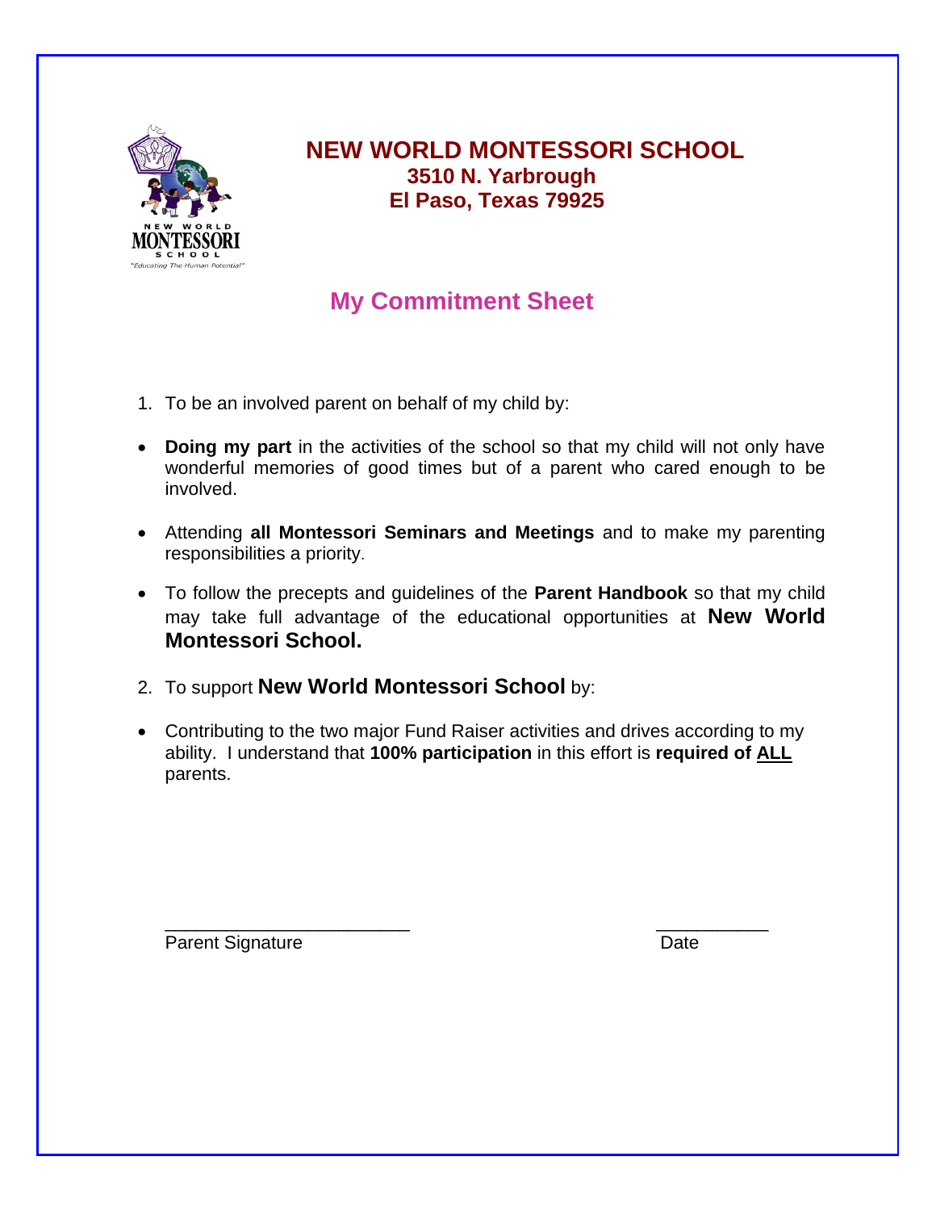# NEW WORLD MONTESSORI SCHOOL

**3510 N. Yarbrough**
**El Paso, Texas 79925**

## My Commitment Sheet

1. To be an involved parent on behalf of my child by:

- **Doing my part** in the activities of the school so that my child will not only have wonderful memories of good times but of a parent who cared enough to be involved.
- Attending **all Montessori Seminars and Meetings** and to make my parenting responsibilities a priority.
- To follow the precepts and guidelines of the **Parent Handbook** so that my child may take full advantage of the educational opportunities at **New World Montessori School.**

2. To support **New World Montessori School** by:

- Contributing to the two major Fund Raiser activities and drives according to my ability. I understand that **100% participation** in this effort is **required of <u>ALL</u>** parents.

\_\_\_\_\_\_\_\_\_\_\_\_\_\_\_\_\_\_\_\_\_\_\_\_ \_\_\_\_\_\_\_\_\_\_\_
Parent Signature Date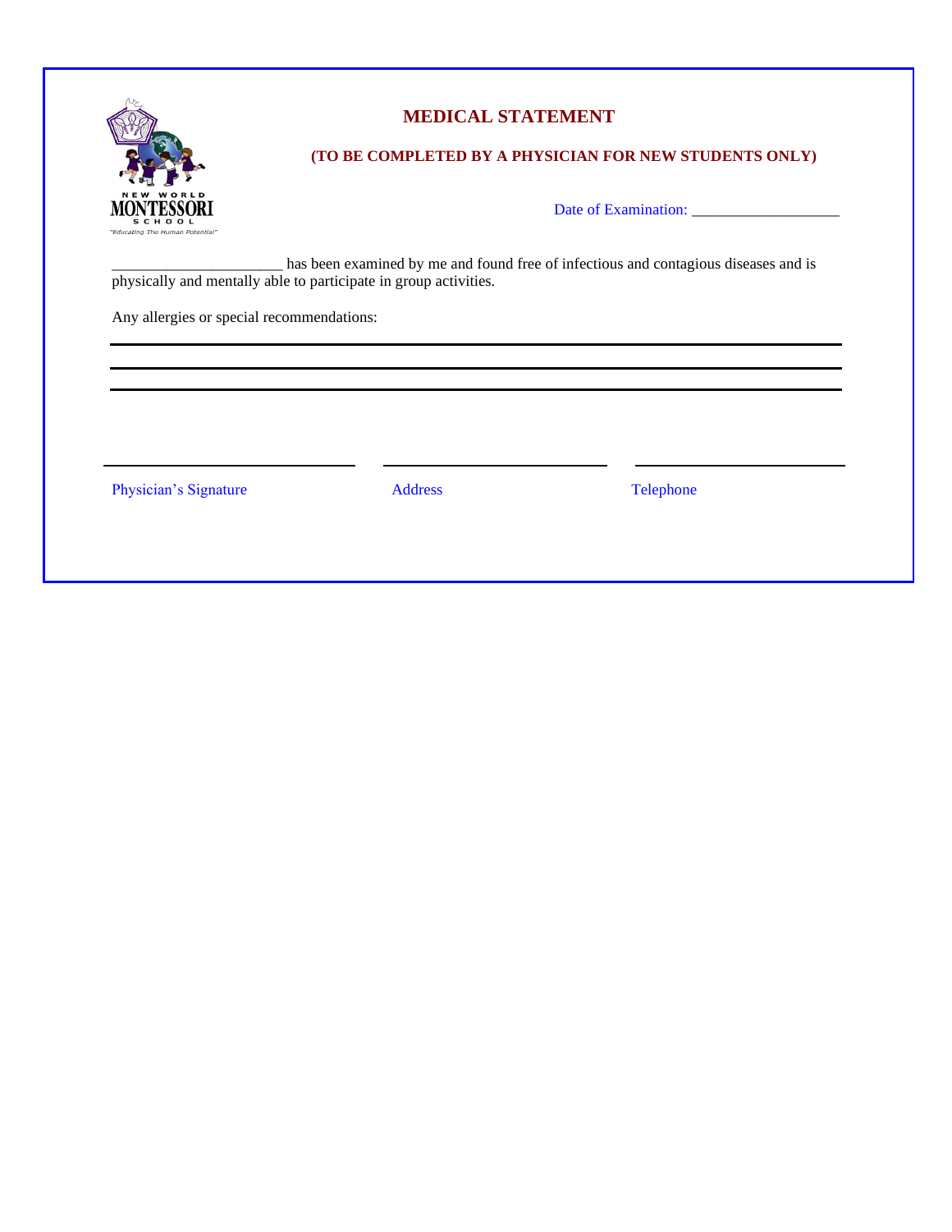NEW WORLD MONTESSORI SCHOOL
"Educating The Human Potential"

# MEDICAL STATEMENT

**(TO BE COMPLETED BY A PHYSICIAN FOR NEW STUDENTS ONLY)**

Date of Examination: ___________________

______________________ has been examined by me and found free of infectious and contagious diseases and is physically and mentally able to participate in group activities.

Any allergies or special recommendations:

______________________________________________________________________

______________________________________________________________________

______________________________________________________________________

| ______________________ | ______________________ | ______________________ |
|---|---|---|
| Physician's Signature | Address | Telephone |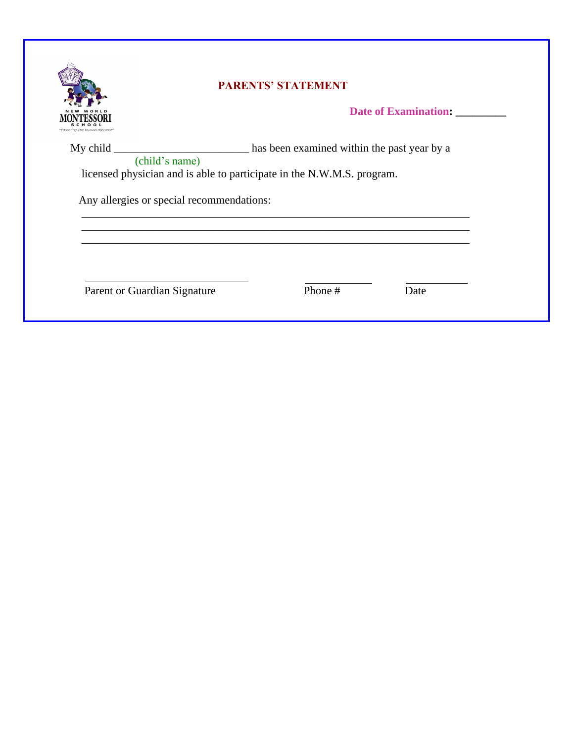NEW WORLD MONTESSORI SCHOOL
"Educating The Human Potential"

## PARENTS' STATEMENT

**Date of Examination: ________**

My child ________________________ has been examined within the past year by a
(child's name)
licensed physician and is able to participate in the N.W.M.S. program.

Any allergies or special recommendations:

______________________________________________________________________

______________________________________________________________________

______________________________________________________________________

______________________________ ____________ ___________

Parent or Guardian Signature Phone # Date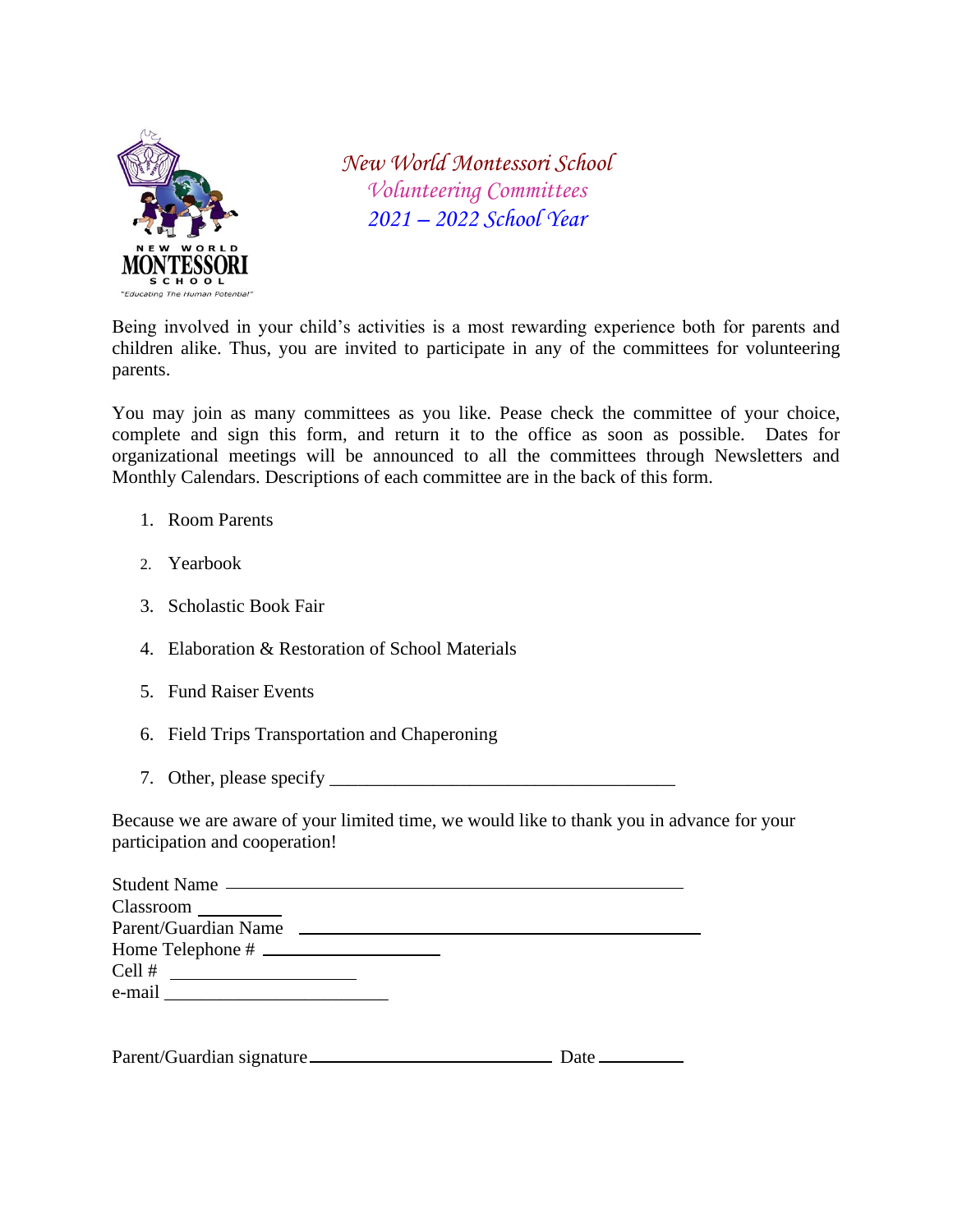# New World Montessori School
## Volunteering Committees
## 2021 – 2022 School Year

Being involved in your child's activities is a most rewarding experience both for parents and children alike. Thus, you are invited to participate in any of the committees for volunteering parents.

You may join as many committees as you like. Pease check the committee of your choice, complete and sign this form, and return it to the office as soon as possible. Dates for organizational meetings will be announced to all the committees through Newsletters and Monthly Calendars. Descriptions of each committee are in the back of this form.

1. Room Parents
2. Yearbook
3. Scholastic Book Fair
4. Elaboration & Restoration of School Materials
5. Fund Raiser Events
6. Field Trips Transportation and Chaperoning
7. Other, please specify ___________________________________

Because we are aware of your limited time, we would like to thank you in advance for your participation and cooperation!

Student Name ______________________________________________

Classroom _________

Parent/Guardian Name ______________________________________________

Home Telephone # __________________

Cell # ____________________

e-mail _________________________

Parent/Guardian signature___________________________ Date _________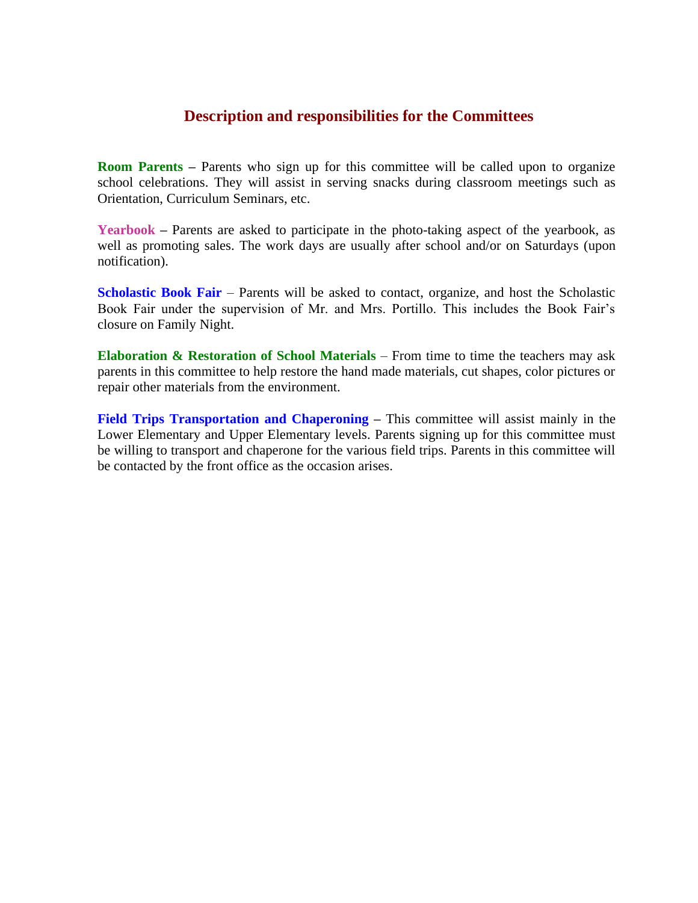## Description and responsibilities for the Committees

**Room Parents** – Parents who sign up for this committee will be called upon to organize school celebrations. They will assist in serving snacks during classroom meetings such as Orientation, Curriculum Seminars, etc.

**Yearbook** – Parents are asked to participate in the photo-taking aspect of the yearbook, as well as promoting sales. The work days are usually after school and/or on Saturdays (upon notification).

**Scholastic Book Fair** – Parents will be asked to contact, organize, and host the Scholastic Book Fair under the supervision of Mr. and Mrs. Portillo. This includes the Book Fair's closure on Family Night.

**Elaboration & Restoration of School Materials** – From time to time the teachers may ask parents in this committee to help restore the hand made materials, cut shapes, color pictures or repair other materials from the environment.

**Field Trips Transportation and Chaperoning** – This committee will assist mainly in the Lower Elementary and Upper Elementary levels. Parents signing up for this committee must be willing to transport and chaperone for the various field trips. Parents in this committee will be contacted by the front office as the occasion arises.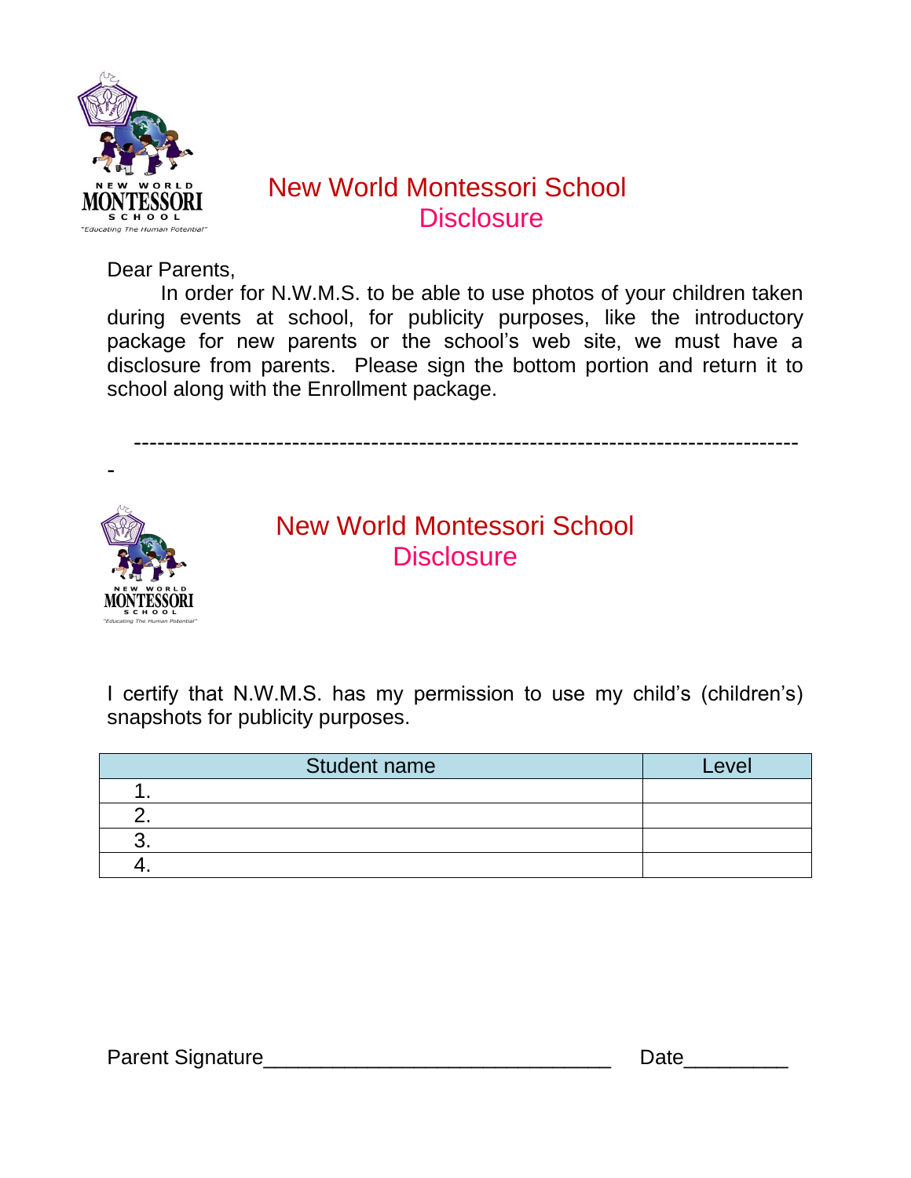# New World Montessori School
## Disclosure

Dear Parents,

In order for N.W.M.S. to be able to use photos of your children taken during events at school, for publicity purposes, like the introductory package for new parents or the school's web site, we must have a disclosure from parents. Please sign the bottom portion and return it to school along with the Enrollment package.

---------------------------------------------------------------------------------

# New World Montessori School
## Disclosure

I certify that N.W.M.S. has my permission to use my child's (children's) snapshots for publicity purposes.

| Student name | Level |
|---|---|
| 1. | |
| 2. | |
| 3. | |
| 4. | |

Parent Signature_______________________________ Date_________